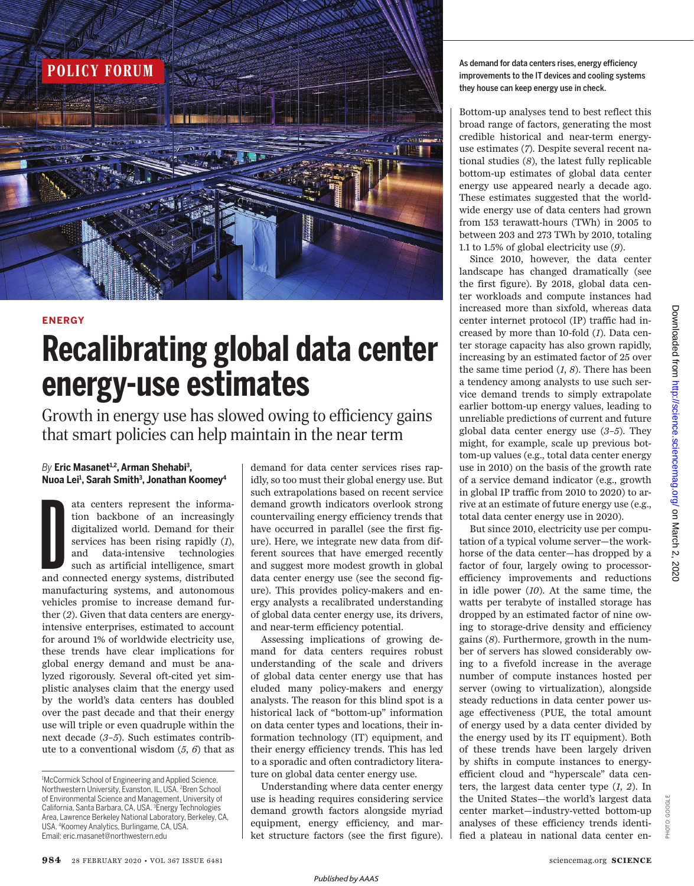POLICY FORUM

ENERGY

# Recalibrating global data center energy-use estimates

## Growth in energy use has slowed owing to efficiency gains that smart policies can help maintain in the near term

*By* **Eric Masanet**[1,2], **Arman Shehabi**[3], **Nuoa Lei**[1], **Sarah Smith**[3], **Jonathan Koomey**[4]

Data centers represent the information backbone of an increasingly digitalized world. Demand for their services has been rising rapidly (*1*), and data-intensive technologies such as artificial intelligence, smart and connected energy systems, distributed manufacturing systems, and autonomous vehicles promise to increase demand further (*2*). Given that data centers are energy-intensive enterprises, estimated to account for around 1% of worldwide electricity use, these trends have clear implications for global energy demand and must be analyzed rigorously. Several oft-cited yet simplistic analyses claim that the energy used by the world's data centers has doubled over the past decade and that their energy use will triple or even quadruple within the next decade (*3*–*5*). Such estimates contribute to a conventional wisdom (*5*, *6*) that as demand for data center services rises rapidly, so too must their global energy use. But such extrapolations based on recent service demand growth indicators overlook strong countervailing energy efficiency trends that have occurred in parallel (see the first figure). Here, we integrate new data from different sources that have emerged recently and suggest more modest growth in global data center energy use (see the second figure). This provides policy-makers and energy analysts a recalibrated understanding of global data center energy use, its drivers, and near-term efficiency potential.

Assessing implications of growing demand for data centers requires robust understanding of the scale and drivers of global data center energy use that has eluded many policy-makers and energy analysts. The reason for this blind spot is a historical lack of "bottom-up" information on data center types and locations, their information technology (IT) equipment, and their energy efficiency trends. This has led to a sporadic and often contradictory literature on global data center energy use.

Understanding where data center energy use is heading requires considering service demand growth factors alongside myriad equipment, energy efficiency, and market structure factors (see the first figure). Bottom-up analyses tend to best reflect this broad range of factors, generating the most credible historical and near-term energy-use estimates (*7*). Despite several recent national studies (*8*), the latest fully replicable bottom-up estimates of global data center energy use appeared nearly a decade ago. These estimates suggested that the worldwide energy use of data centers had grown from 153 terawatt-hours (TWh) in 2005 to between 203 and 273 TWh by 2010, totaling 1.1 to 1.5% of global electricity use (*9*).

Since 2010, however, the data center landscape has changed dramatically (see the first figure). By 2018, global data center workloads and compute instances had increased more than sixfold, whereas data center internet protocol (IP) traffic had increased by more than 10-fold (*1*). Data center storage capacity has also grown rapidly, increasing by an estimated factor of 25 over the same time period (*1*, *8*). There has been a tendency among analysts to use such service demand trends to simply extrapolate earlier bottom-up energy values, leading to unreliable predictions of current and future global data center energy use (*3*–*5*). They might, for example, scale up previous bottom-up values (e.g., total data center energy use in 2010) on the basis of the growth rate of a service demand indicator (e.g., growth in global IP traffic from 2010 to 2020) to arrive at an estimate of future energy use (e.g., total data center energy use in 2020).

But since 2010, electricity use per computation of a typical volume server—the workhorse of the data center—has dropped by a factor of four, largely owing to processor-efficiency improvements and reductions in idle power (*10*). At the same time, the watts per terabyte of installed storage has dropped by an estimated factor of nine owing to storage-drive density and efficiency gains (*8*). Furthermore, growth in the number of servers has slowed considerably owing to a fivefold increase in the average number of compute instances hosted per server (owing to virtualization), alongside steady reductions in data center power usage effectiveness (PUE, the total amount of energy used by a data center divided by the energy used by its IT equipment). Both of these trends have been largely driven by shifts in compute instances to energy-efficient cloud and "hyperscale" data centers, the largest data center type (*1*, *2*). In the United States—the world's largest data center market—industry-vetted bottom-up analyses of these efficiency trends identified a plateau in national data center en-

As demand for data centers rises, energy efficiency improvements to the IT devices and cooling systems they house can keep energy use in check.

PHOTO: GOOGLE

[1]McCormick School of Engineering and Applied Science, Northwestern University, Evanston, IL, USA. [2]Bren School of Environmental Science and Management, University of California, Santa Barbara, CA, USA. [3]Energy Technologies Area, Lawrence Berkeley National Laboratory, Berkeley, CA, USA. [4]Koomey Analytics, Burlingame, CA, USA. Email: eric.masanet@northwestern.edu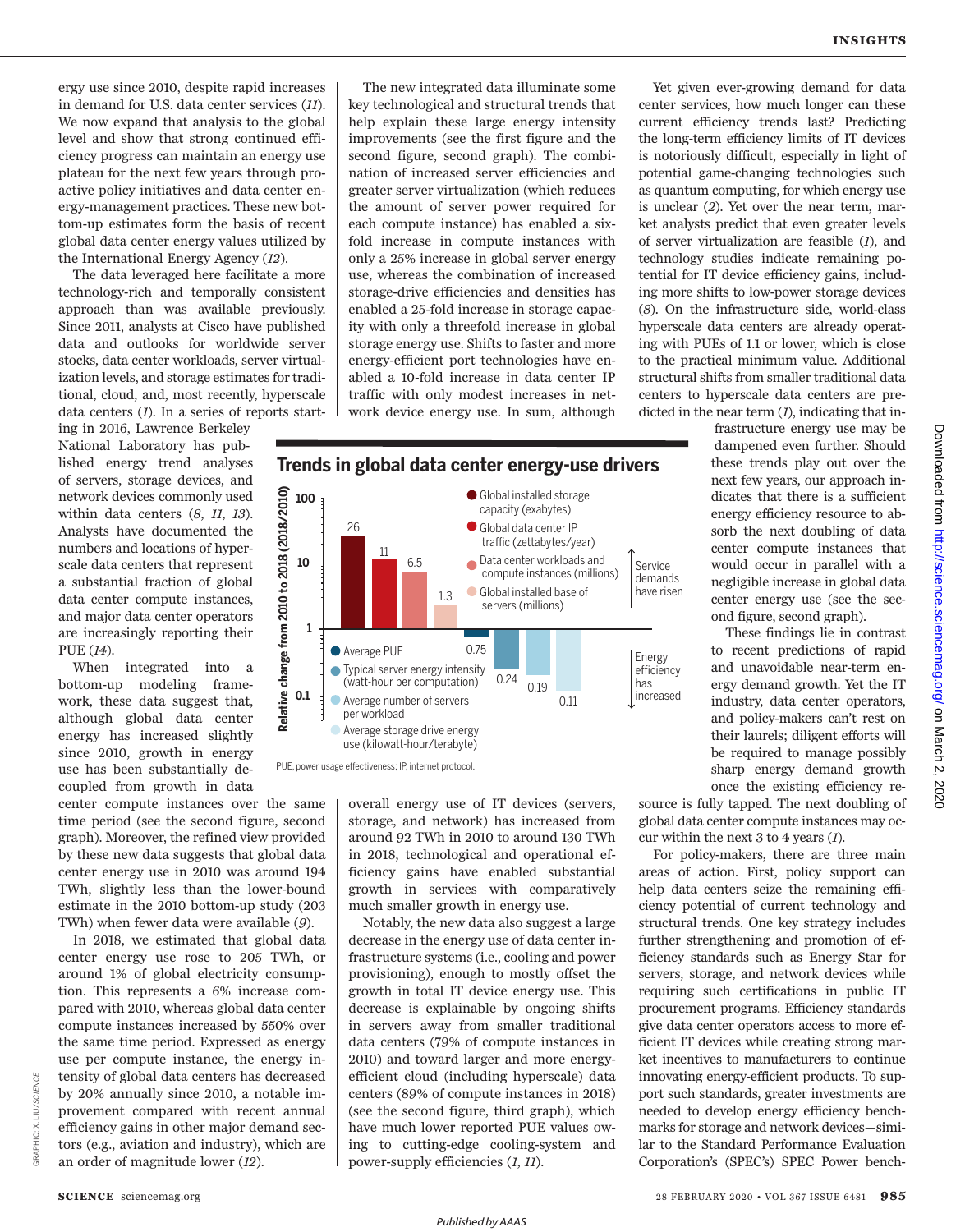ergy use since 2010, despite rapid increases in demand for U.S. data center services (*11*). We now expand that analysis to the global level and show that strong continued efficiency progress can maintain an energy use plateau for the next few years through proactive policy initiatives and data center energy-management practices. These new bottom-up estimates form the basis of recent global data center energy values utilized by the International Energy Agency (*12*).

The data leveraged here facilitate a more technology-rich and temporally consistent approach than was available previously. Since 2011, analysts at Cisco have published data and outlooks for worldwide server stocks, data center workloads, server virtualization levels, and storage estimates for traditional, cloud, and, most recently, hyperscale data centers (*1*). In a series of reports starting in 2016, Lawrence Berkeley National Laboratory has published energy trend analyses of servers, storage devices, and network devices commonly used within data centers (*8*, *11*, *13*). Analysts have documented the numbers and locations of hyperscale data centers that represent a substantial fraction of global data center compute instances, and major data center operators are increasingly reporting their PUE (*14*).

When integrated into a bottom-up modeling framework, these data suggest that, although global data center energy has increased slightly since 2010, growth in energy use has been substantially decoupled from growth in data center compute instances over the same time period (see the second figure, second graph). Moreover, the refined view provided by these new data suggests that global data center energy use in 2010 was around 194 TWh, slightly less than the lower-bound estimate in the 2010 bottom-up study (203 TWh) when fewer data were available (*9*).

In 2018, we estimated that global data center energy use rose to 205 TWh, or around 1% of global electricity consumption. This represents a 6% increase compared with 2010, whereas global data center compute instances increased by 550% over the same time period. Expressed as energy use per compute instance, the energy intensity of global data centers has decreased by 20% annually since 2010, a notable improvement compared with recent annual efficiency gains in other major demand sectors (e.g., aviation and industry), which are an order of magnitude lower (*12*).

The new integrated data illuminate some key technological and structural trends that help explain these large energy intensity improvements (see the first figure and the second figure, second graph). The combination of increased server efficiencies and greater server virtualization (which reduces the amount of server power required for each compute instance) has enabled a sixfold increase in compute instances with only a 25% increase in global server energy use, whereas the combination of increased storage-drive efficiencies and densities has enabled a 25-fold increase in storage capacity with only a threefold increase in global storage energy use. Shifts to faster and more energy-efficient port technologies have enabled a 10-fold increase in data center IP traffic with only modest increases in network device energy use. In sum, although overall energy use of IT devices (servers, storage, and network) has increased from around 92 TWh in 2010 to around 130 TWh in 2018, technological and operational efficiency gains have enabled substantial growth in services with comparatively much smaller growth in energy use.

Notably, the new data also suggest a large decrease in the energy use of data center infrastructure systems (i.e., cooling and power provisioning), enough to mostly offset the growth in total IT device energy use. This decrease is explainable by ongoing shifts in servers away from smaller traditional data centers (79% of compute instances in 2010) and toward larger and more energy-efficient cloud (including hyperscale) data centers (89% of compute instances in 2018) (see the second figure, third graph), which have much lower reported PUE values owing to cutting-edge cooling-system and power-supply efficiencies (*1*, *11*).

## Trends in global data center energy-use drivers

Relative change from 2010 to 2018 (2018/2010)

| Driver | Relative change (2018/2010) |
|---|---|
| Global installed storage capacity (exabytes) | 26 |
| Global data center IP traffic (zettabytes/year) | 11 |
| Data center workloads and compute instances (millions) | 6.5 |
| Global installed base of servers (millions) | 1.3 |
| Average PUE | 0.75 |
| Typical server energy intensity (watt-hour per computation) | 0.24 |
| Average number of servers per workload | 0.19 |
| Average storage drive energy use (kilowatt-hour/terabyte) | 0.11 |

Service demands have risen. Energy efficiency has increased.

PUE, power usage effectiveness; IP, internet protocol.

Yet given ever-growing demand for data center services, how much longer can these current efficiency trends last? Predicting the long-term efficiency limits of IT devices is notoriously difficult, especially in light of potential game-changing technologies such as quantum computing, for which energy use is unclear (*2*). Yet over the near term, market analysts predict that even greater levels of server virtualization are feasible (*1*), and technology studies indicate remaining potential for IT device efficiency gains, including more shifts to low-power storage devices (*8*). On the infrastructure side, world-class hyperscale data centers are already operating with PUEs of 1.1 or lower, which is close to the practical minimum value. Additional structural shifts from smaller traditional data centers to hyperscale data centers are predicted in the near term (*1*), indicating that infrastructure energy use may be dampened even further. Should these trends play out over the next few years, our approach indicates that there is a sufficient energy efficiency resource to absorb the next doubling of data center compute instances that would occur in parallel with a negligible increase in global data center energy use (see the second figure, second graph).

These findings lie in contrast to recent predictions of rapid and unavoidable near-term energy demand growth. Yet the IT industry, data center operators, and policy-makers can't rest on their laurels; diligent efforts will be required to manage possibly sharp energy demand growth once the existing efficiency resource is fully tapped. The next doubling of global data center compute instances may occur within the next 3 to 4 years (*1*).

For policy-makers, there are three main areas of action. First, policy support can help data centers seize the remaining efficiency potential of current technology and structural trends. One key strategy includes further strengthening and promotion of efficiency standards such as Energy Star for servers, storage, and network devices while requiring such certifications in public IT procurement programs. Efficiency standards give data center operators access to more efficient IT devices while creating strong market incentives to manufacturers to continue innovating energy-efficient products. To support such standards, greater investments are needed to develop energy efficiency benchmarks for storage and network devices—similar to the Standard Performance Evaluation Corporation's (SPEC's) SPEC Power bench-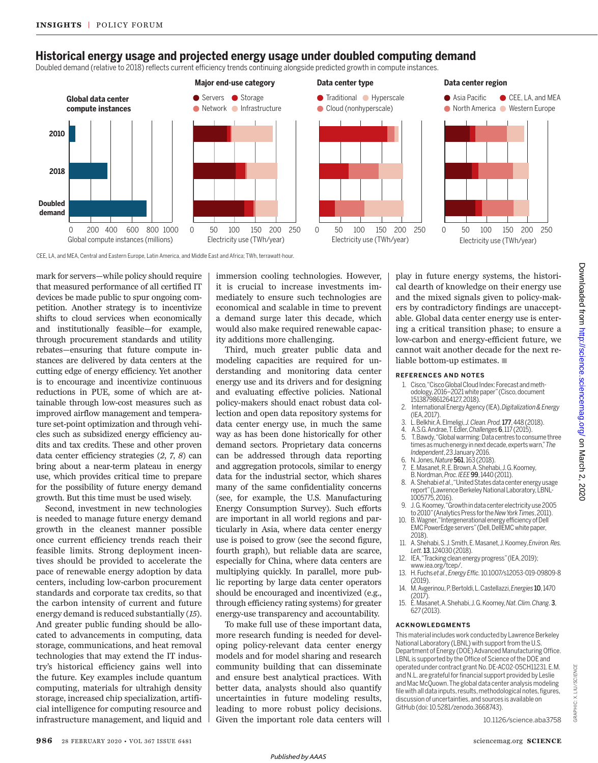## Historical energy usage and projected energy usage under doubled computing demand

Doubled demand (relative to 2018) reflects current efficiency trends continuing alongside predicted growth in compute instances.

CEE, LA, and MEA, Central and Eastern Europe, Latin America, and Middle East and Africa; TWh, terrawatt-hour.

mark for servers—while policy should require that measured performance of all certified IT devices be made public to spur ongoing competition. Another strategy is to incentivize shifts to cloud services when economically and institutionally feasible—for example, through procurement standards and utility rebates—ensuring that future compute instances are delivered by data centers at the cutting edge of energy efficiency. Yet another is to encourage and incentivize continuous reductions in PUE, some of which are attainable through low-cost measures such as improved airflow management and temperature set-point optimization and through vehicles such as subsidized energy efficiency audits and tax credits. These and other proven data center efficiency strategies (*2*, *7*, *8*) can bring about a near-term plateau in energy use, which provides critical time to prepare for the possibility of future energy demand growth. But this time must be used wisely.

Second, investment in new technologies is needed to manage future energy demand growth in the cleanest manner possible once current efficiency trends reach their feasible limits. Strong deployment incentives should be provided to accelerate the pace of renewable energy adoption by data centers, including low-carbon procurement standards and corporate tax credits, so that the carbon intensity of current and future energy demand is reduced substantially (*15*). And greater public funding should be allocated to advancements in computing, data storage, communications, and heat removal technologies that may extend the IT industry's historical efficiency gains well into the future. Key examples include quantum computing, materials for ultrahigh density storage, increased chip specialization, artificial intelligence for computing resource and infrastructure management, and liquid and immersion cooling technologies. However, it is crucial to increase investments immediately to ensure such technologies are economical and scalable in time to prevent a demand surge later this decade, which would also make required renewable capacity additions more challenging.

Third, much greater public data and modeling capacities are required for understanding and monitoring data center energy use and its drivers and for designing and evaluating effective policies. National policy-makers should enact robust data collection and open data repository systems for data center energy use, in much the same way as has been done historically for other demand sectors. Proprietary data concerns can be addressed through data reporting and aggregation protocols, similar to energy data for the industrial sector, which shares many of the same confidentiality concerns (see, for example, the U.S. Manufacturing Energy Consumption Survey). Such efforts are important in all world regions and particularly in Asia, where data center energy use is poised to grow (see the second figure, fourth graph), but reliable data are scarce, especially for China, where data centers are multiplying quickly. In parallel, more public reporting by large data center operators should be encouraged and incentivized (e.g., through efficiency rating systems) for greater energy-use transparency and accountability.

To make full use of these important data, more research funding is needed for developing policy-relevant data center energy models and for model sharing and research community building that can disseminate and ensure best analytical practices. With better data, analysts should also quantify uncertainties in future modeling results, leading to more robust policy decisions. Given the important role data centers will play in future energy systems, the historical dearth of knowledge on their energy use and the mixed signals given to policy-makers by contradictory findings are unacceptable. Global data center energy use is entering a critical transition phase; to ensure a low-carbon and energy-efficient future, we cannot wait another decade for the next reliable bottom-up estimates. ■

### REFERENCES AND NOTES

1. Cisco, "Cisco Global Cloud Index: Forecast and methodology, 2016–2021 white paper" (Cisco, document 1513879861264127, 2018).
2. International Energy Agency (IEA), *Digitalization & Energy* (IEA, 2017).
3. L. Belkhir, A. Elmeligi, *J. Clean. Prod.* **177**, 448 (2018).
4. A. S. G. Andrae, T. Edler, *Challenges* **6**, 117 (2015).
5. T. Bawdy, "Global warming: Data centres to consume three times as much energy in next decade, experts warn," *The Independent*, 23 January 2016.
6. N. Jones, *Nature* **561**, 163 (2018).
7. E. Masanet, R. E. Brown, A. Shehabi, J. G. Koomey, B. Nordman, *Proc. IEEE* **99**, 1440 (2011).
8. A. Shehabi *et al.*, "United States data center energy usage report" (Lawrence Berkeley National Laboratory, LBNL-1005775, 2016).
9. J. G. Koomey, "Growth in data center electricity use 2005 to 2010" (Analytics Press for the *New York Times*, 2011).
10. B. Wagner, "Intergenerational energy efficiency of Dell EMC PowerEdge servers" (Dell, DellEMC white paper, 2018).
11. A. Shehabi, S. J. Smith, E. Masanet, J. Koomey, *Environ. Res. Lett.* **13**, 124030 (2018).
12. IEA, "Tracking clean energy progress" (IEA, 2019); www.iea.org/tcep/.
13. H. Fuchs *et al.*, *Energy Effic.* 10.1007/s12053-019-09809-8 (2019).
14. M. Avgerinou, P. Bertoldi, L. Castellazzi, *Energies* **10**, 1470 (2017).
15. E. Masanet, A. Shehabi, J. G. Koomey, *Nat. Clim. Chang.* **3**, 627 (2013).

### ACKNOWLEDGMENTS

This material includes work conducted by Lawrence Berkeley National Laboratory (LBNL) with support from the U.S. Department of Energy (DOE) Advanced Manufacturing Office. LBNL is supported by the Office of Science of the DOE and operated under contract grant No. DE-AC02-05CH11231. E.M. and N.L. are grateful for financial support provided by Leslie and Mac McQuown. The global data center analysis modeling file with all data inputs, results, methodological notes, figures, discussion of uncertainties, and sources is available on GitHub (doi: 10.5281/zenodo.3668743).

10.1126/science.aba3758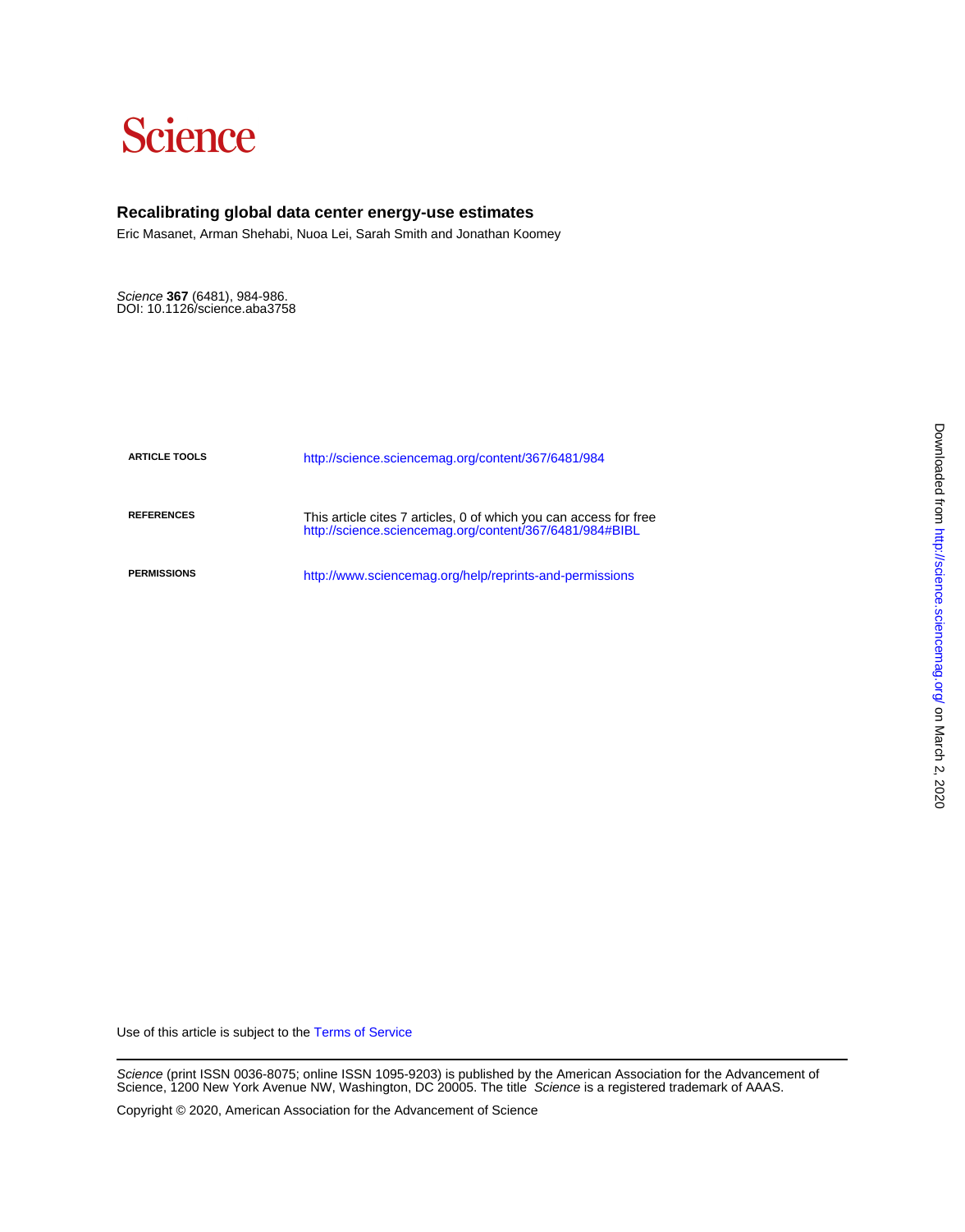# Science

## Recalibrating global data center energy-use estimates

Eric Masanet, Arman Shehabi, Nuoa Lei, Sarah Smith and Jonathan Koomey

*Science* **367** (6481), 984-986.
DOI: 10.1126/science.aba3758

| | |
|---|---|
| **ARTICLE TOOLS** | http://science.sciencemag.org/content/367/6481/984 |
| **REFERENCES** | This article cites 7 articles, 0 of which you can access for free http://science.sciencemag.org/content/367/6481/984#BIBL |
| **PERMISSIONS** | http://www.sciencemag.org/help/reprints-and-permissions |

Use of this article is subject to the Terms of Service

*Science* (print ISSN 0036-8075; online ISSN 1095-9203) is published by the American Association for the Advancement of Science, 1200 New York Avenue NW, Washington, DC 20005. The title *Science* is a registered trademark of AAAS.

Copyright © 2020, American Association for the Advancement of Science

Downloaded from http://science.sciencemag.org/ on March 2, 2020